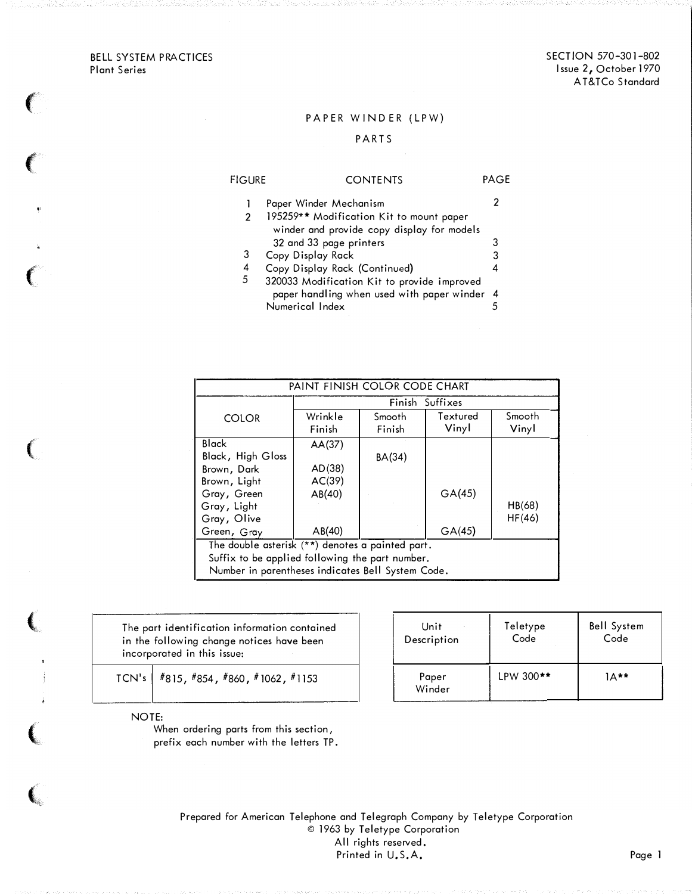BELL SYSTEM PRACTICES
Plant Series

SECTION 570-301-802
Issue 2, October 1970
AT&TCo Standard

# PAPER WINDER (LPW)

## PARTS

| FIGURE | CONTENTS | PAGE |
|---|---|---|
| 1 | Paper Winder Mechanism | 2 |
| 2 | 195259** Modification Kit to mount paper winder and provide copy display for models 32 and 33 page printers | 3 |
| 3 | Copy Display Rack | 3 |
| 4 | Copy Display Rack (Continued) | 4 |
| 5 | 320033 Modification Kit to provide improved paper handling when used with paper winder | 4 |
| | Numerical Index | 5 |

| PAINT FINISH COLOR CODE CHART | | | | |
|---|---|---|---|---|
| COLOR | Finish Suffixes | | | |
| | Wrinkle Finish | Smooth Finish | Textured Vinyl | Smooth Vinyl |
| Black | AA(37) | | | |
| Black, High Gloss | | BA(34) | | |
| Brown, Dark | AD(38) | | | |
| Brown, Light | AC(39) | | | |
| Gray, Green | AB(40) | | GA(45) | |
| Gray, Light | | | | HB(68) |
| Gray, Olive | | | | HF(46) |
| Green, Gray | AB(40) | | GA(45) | |

The double asterisk (**) denotes a painted part.
Suffix to be applied following the part number.
Number in parentheses indicates Bell System Code.

| The part identification information contained in the following change notices have been incorporated in this issue: | |
|---|---|
| TCN's | #815, #854, #860, #1062, #1153 |

NOTE:
When ordering parts from this section, prefix each number with the letters TP.

| Unit Description | Teletype Code | Bell System Code |
|---|---|---|
| Paper Winder | LPW 300** | 1A** |

Prepared for American Telephone and Telegraph Company by Teletype Corporation
© 1963 by Teletype Corporation
All rights reserved.
Printed in U.S.A.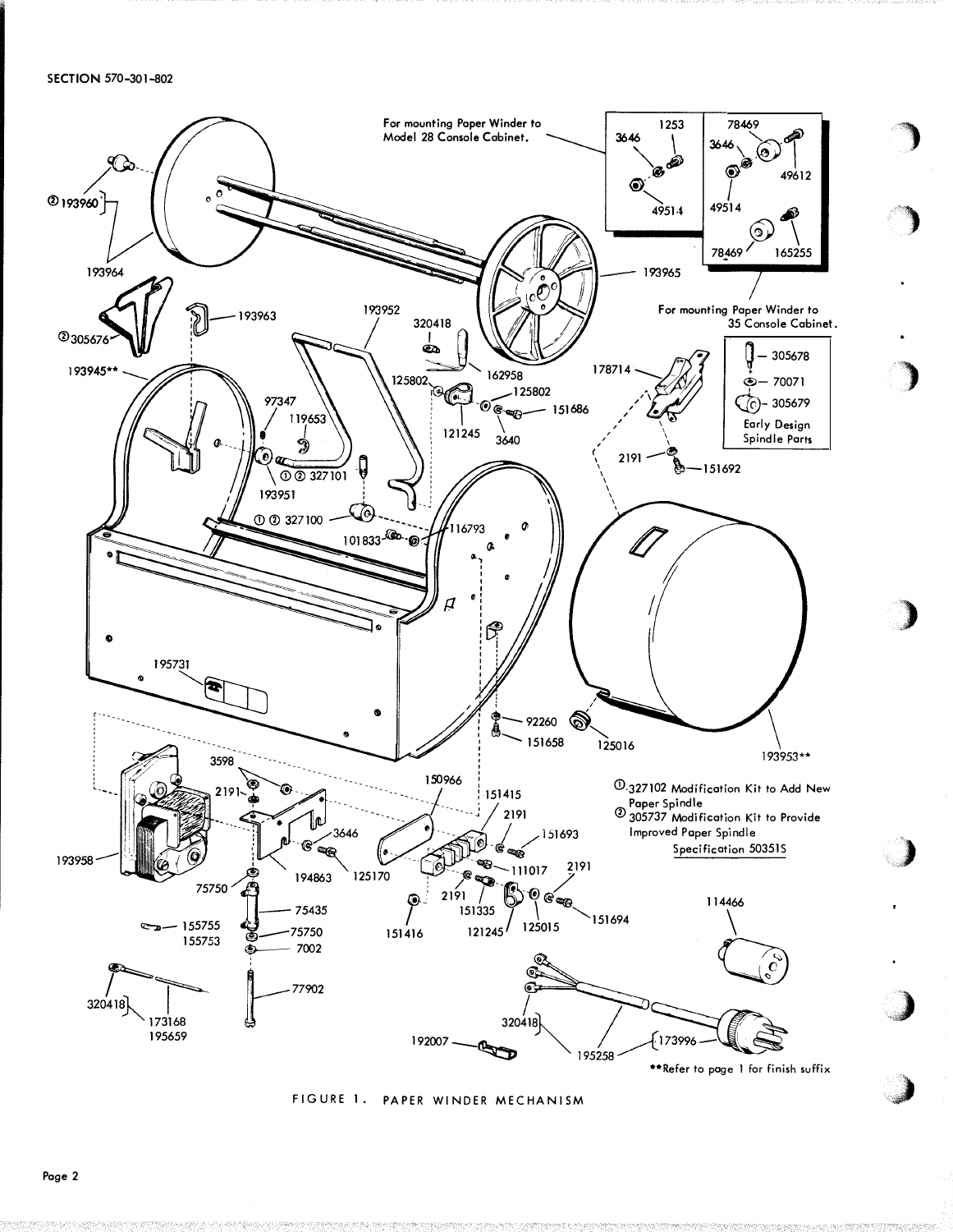For mounting Paper Winder to Model 28 Console Cabinet.

For mounting Paper Winder to 35 Console Cabinet.

Early Design Spindle Parts

① 327102 Modification Kit to Add New Paper Spindle

② 305737 Modification Kit to Provide Improved Paper Spindle

Specification 50351S

**Refer to page 1 for finish suffix

FIGURE 1. PAPER WINDER MECHANISM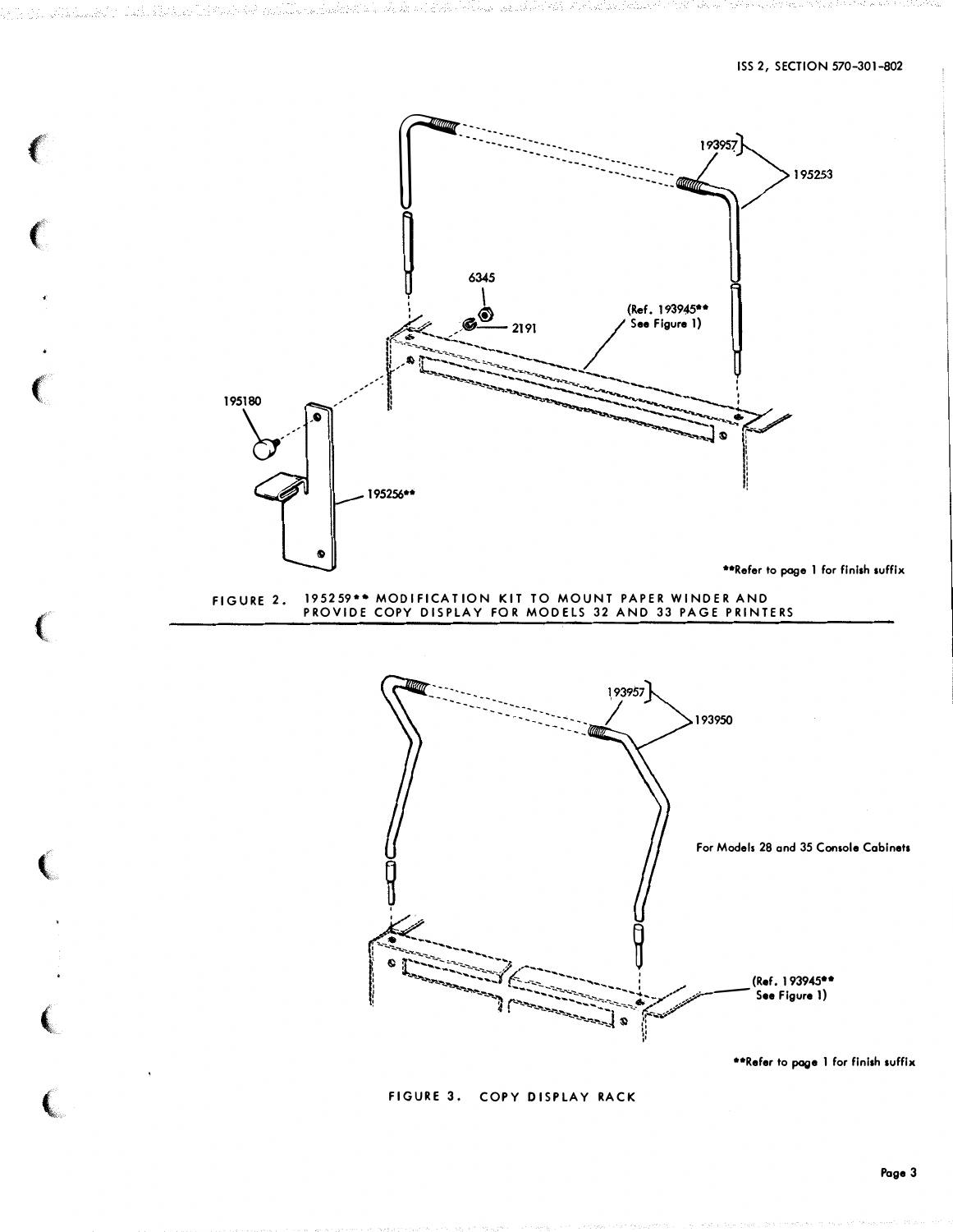193957

195253

6345

2191

(Ref. 193945** See Figure 1)

195180

195256**

**Refer to page 1 for finish suffix

FIGURE 2. 195259** MODIFICATION KIT TO MOUNT PAPER WINDER AND PROVIDE COPY DISPLAY FOR MODELS 32 AND 33 PAGE PRINTERS

193957

193950

For Models 28 and 35 Console Cabinets

(Ref. 193945** See Figure 1)

**Refer to page 1 for finish suffix

FIGURE 3. COPY DISPLAY RACK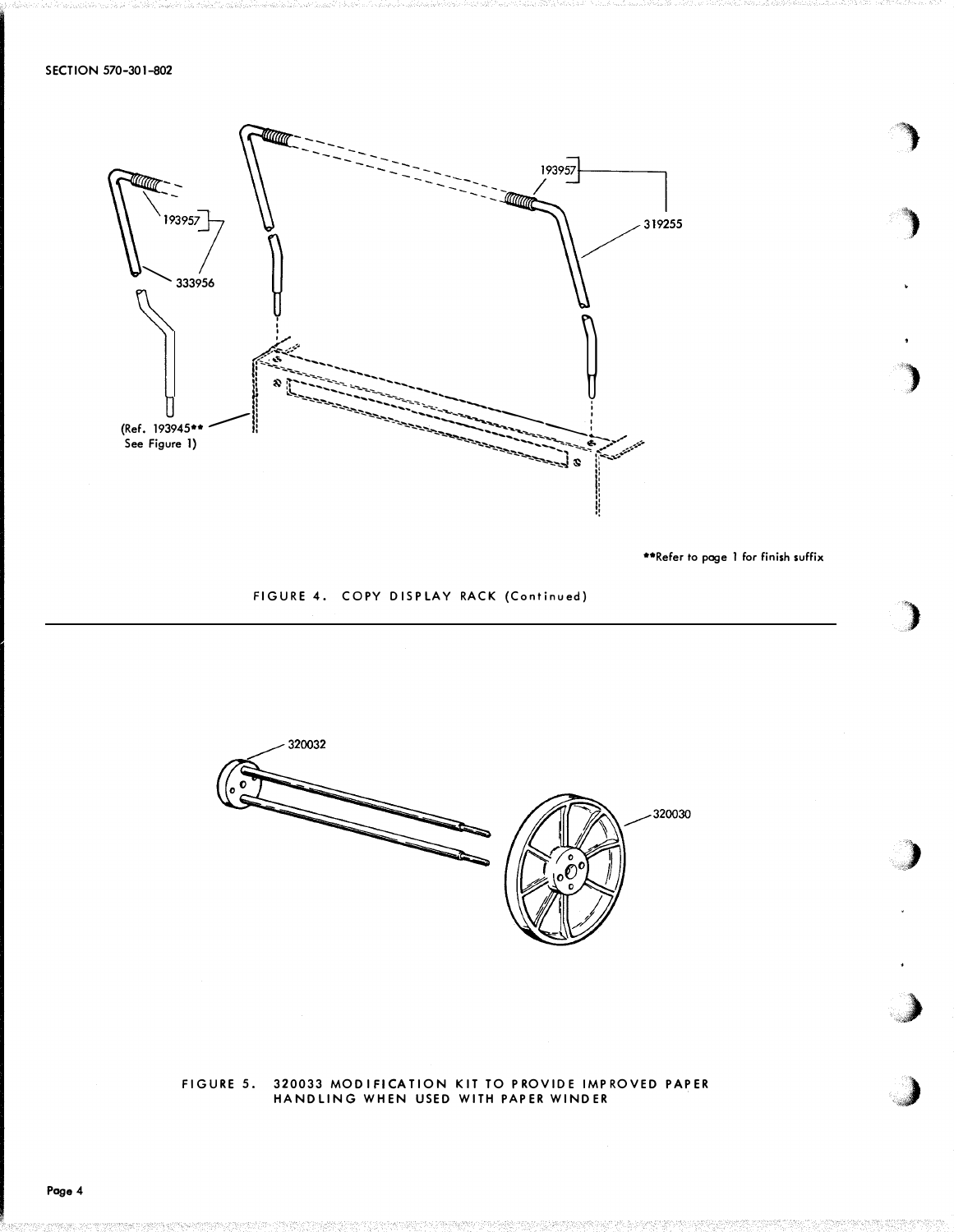193957

319255

193957

333956

(Ref. 193945**
See Figure 1)

**Refer to page 1 for finish suffix

FIGURE 4. COPY DISPLAY RACK (Continued)

320032

320030

FIGURE 5. 320033 MODIFICATION KIT TO PROVIDE IMPROVED PAPER HANDLING WHEN USED WITH PAPER WINDER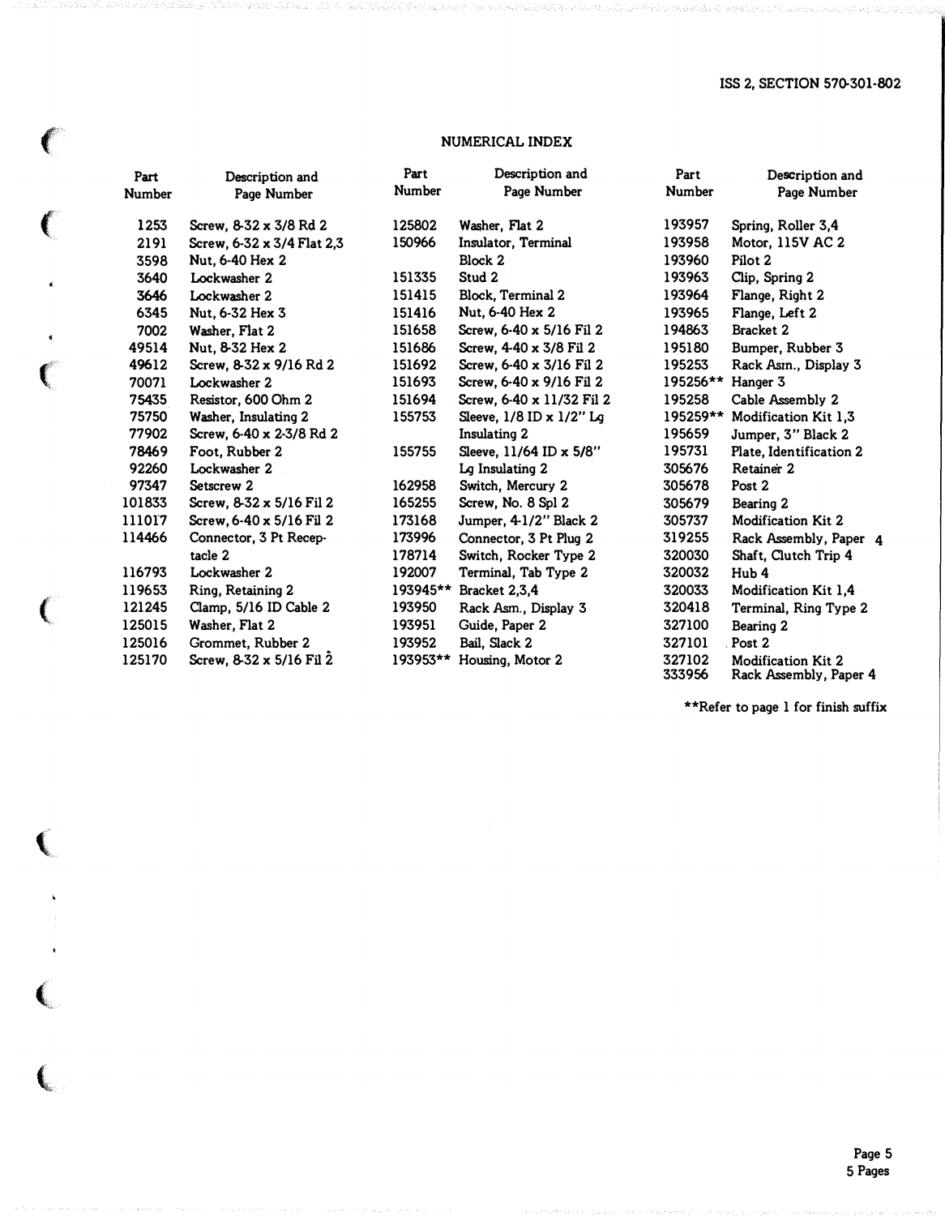## NUMERICAL INDEX

| Part Number | Description and Page Number |
|---|---|
| 1253 | Screw, 8-32 x 3/8 Rd 2 |
| 2191 | Screw, 6-32 x 3/4 Flat 2,3 |
| 3598 | Nut, 6-40 Hex 2 |
| 3640 | Lockwasher 2 |
| 3646 | Lockwasher 2 |
| 6345 | Nut, 6-32 Hex 3 |
| 7002 | Washer, Flat 2 |
| 49514 | Nut, 8-32 Hex 2 |
| 49612 | Screw, 8-32 x 9/16 Rd 2 |
| 70071 | Lockwasher 2 |
| 75435 | Resistor, 600 Ohm 2 |
| 75750 | Washer, Insulating 2 |
| 77902 | Screw, 6-40 x 2-3/8 Rd 2 |
| 78469 | Foot, Rubber 2 |
| 92260 | Lockwasher 2 |
| 97347 | Setscrew 2 |
| 101833 | Screw, 8-32 x 5/16 Fil 2 |
| 111017 | Screw, 6-40 x 5/16 Fil 2 |
| 114466 | Connector, 3 Pt Receptacle 2 |
| 116793 | Lockwasher 2 |
| 119653 | Ring, Retaining 2 |
| 121245 | Clamp, 5/16 ID Cable 2 |
| 125015 | Washer, Flat 2 |
| 125016 | Grommet, Rubber 2 |
| 125170 | Screw, 8-32 x 5/16 Fil 2 |
| 125802 | Washer, Flat 2 |
| 150966 | Insulator, Terminal Block 2 |
| 151335 | Stud 2 |
| 151415 | Block, Terminal 2 |
| 151416 | Nut, 6-40 Hex 2 |
| 151658 | Screw, 6-40 x 5/16 Fil 2 |
| 151686 | Screw, 4-40 x 3/8 Fil 2 |
| 151692 | Screw, 6-40 x 3/16 Fil 2 |
| 151693 | Screw, 6-40 x 9/16 Fil 2 |
| 151694 | Screw, 6-40 x 11/32 Fil 2 |
| 155753 | Sleeve, 1/8 ID x 1/2" Lg Insulating 2 |
| 155755 | Sleeve, 11/64 ID x 5/8" Lg Insulating 2 |
| 162958 | Switch, Mercury 2 |
| 165255 | Screw, No. 8 Spl 2 |
| 173168 | Jumper, 4-1/2" Black 2 |
| 173996 | Connector, 3 Pt Plug 2 |
| 178714 | Switch, Rocker Type 2 |
| 192007 | Terminal, Tab Type 2 |
| 193945** | Bracket 2,3,4 |
| 193950 | Rack Asm., Display 3 |
| 193951 | Guide, Paper 2 |
| 193952 | Bail, Slack 2 |
| 193953** | Housing, Motor 2 |
| 193957 | Spring, Roller 3,4 |
| 193958 | Motor, 115V AC 2 |
| 193960 | Pilot 2 |
| 193963 | Clip, Spring 2 |
| 193964 | Flange, Right 2 |
| 193965 | Flange, Left 2 |
| 194863 | Bracket 2 |
| 195180 | Bumper, Rubber 3 |
| 195253 | Rack Asm., Display 3 |
| 195256** | Hanger 3 |
| 195258 | Cable Assembly 2 |
| 195259** | Modification Kit 1,3 |
| 195659 | Jumper, 3" Black 2 |
| 195731 | Plate, Identification 2 |
| 305676 | Retainer 2 |
| 305678 | Post 2 |
| 305679 | Bearing 2 |
| 305737 | Modification Kit 2 |
| 319255 | Rack Assembly, Paper 4 |
| 320030 | Shaft, Clutch Trip 4 |
| 320032 | Hub 4 |
| 320033 | Modification Kit 1,4 |
| 320418 | Terminal, Ring Type 2 |
| 327100 | Bearing 2 |
| 327101 | Post 2 |
| 327102 | Modification Kit 2 |
| 333956 | Rack Assembly, Paper 4 |

**Refer to page 1 for finish suffix